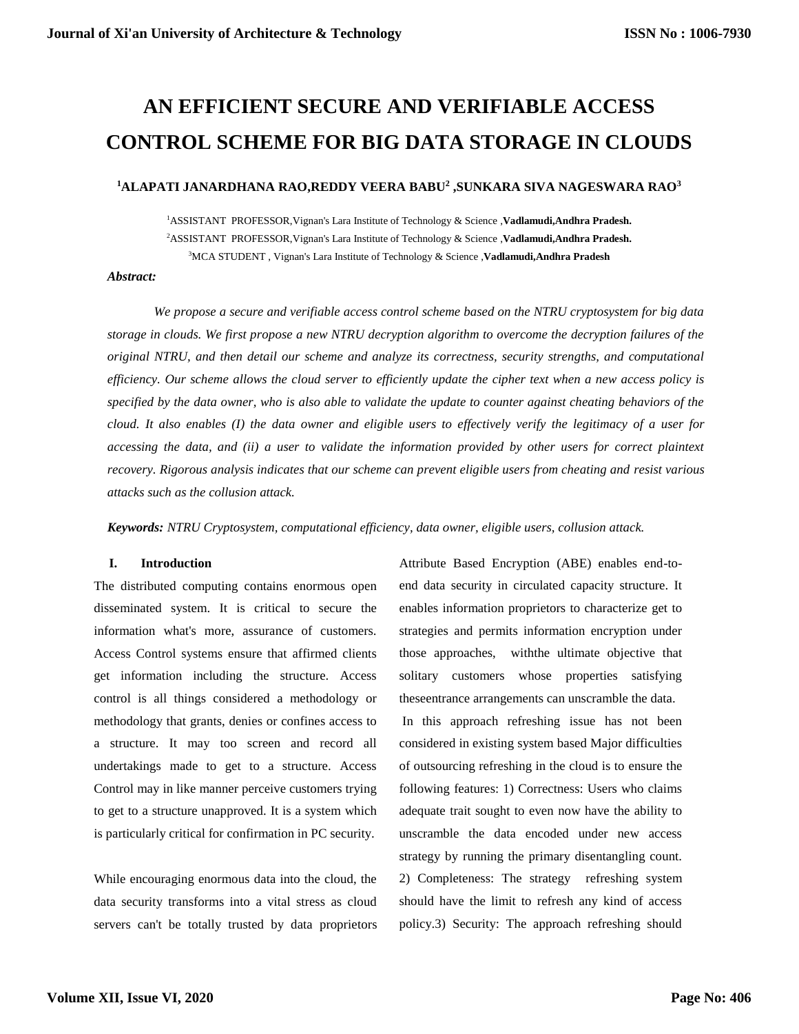# AN EFFICIENT SECURE AND VERIFIABLE ACCESS CONTROL SCHEME FOR BIG DATA STORAGE IN CLOUDS

**[1]ALAPATI JANARDHANA RAO,REDDY VEERA BABU[2] ,SUNKARA SIVA NAGESWARA RAO[3]**

[1]ASSISTANT PROFESSOR,Vignan's Lara Institute of Technology & Science ,**Vadlamudi,Andhra Pradesh.**

[2]ASSISTANT PROFESSOR,Vignan's Lara Institute of Technology & Science ,**Vadlamudi,Andhra Pradesh.**

[3]MCA STUDENT , Vignan's Lara Institute of Technology & Science ,**Vadlamudi,Andhra Pradesh**

***Abstract:***

*We propose a secure and verifiable access control scheme based on the NTRU cryptosystem for big data storage in clouds. We first propose a new NTRU decryption algorithm to overcome the decryption failures of the original NTRU, and then detail our scheme and analyze its correctness, security strengths, and computational efficiency. Our scheme allows the cloud server to efficiently update the cipher text when a new access policy is specified by the data owner, who is also able to validate the update to counter against cheating behaviors of the cloud. It also enables (I) the data owner and eligible users to effectively verify the legitimacy of a user for accessing the data, and (ii) a user to validate the information provided by other users for correct plaintext recovery. Rigorous analysis indicates that our scheme can prevent eligible users from cheating and resist various attacks such as the collusion attack.*

***Keywords:*** *NTRU Cryptosystem, computational efficiency, data owner, eligible users, collusion attack.*

## I. Introduction

The distributed computing contains enormous open disseminated system. It is critical to secure the information what's more, assurance of customers. Access Control systems ensure that affirmed clients get information including the structure. Access control is all things considered a methodology or methodology that grants, denies or confines access to a structure. It may too screen and record all undertakings made to get to a structure. Access Control may in like manner perceive customers trying to get to a structure unapproved. It is a system which is particularly critical for confirmation in PC security.

While encouraging enormous data into the cloud, the data security transforms into a vital stress as cloud servers can't be totally trusted by data proprietors Attribute Based Encryption (ABE) enables end-to-end data security in circulated capacity structure. It enables information proprietors to characterize get to strategies and permits information encryption under those approaches, withthe ultimate objective that solitary customers whose properties satisfying theseentrance arrangements can unscramble the data.

In this approach refreshing issue has not been considered in existing system based Major difficulties of outsourcing refreshing in the cloud is to ensure the following features: 1) Correctness: Users who claims adequate trait sought to even now have the ability to unscramble the data encoded under new access strategy by running the primary disentangling count. 2) Completeness: The strategy refreshing system should have the limit to refresh any kind of access policy.3) Security: The approach refreshing should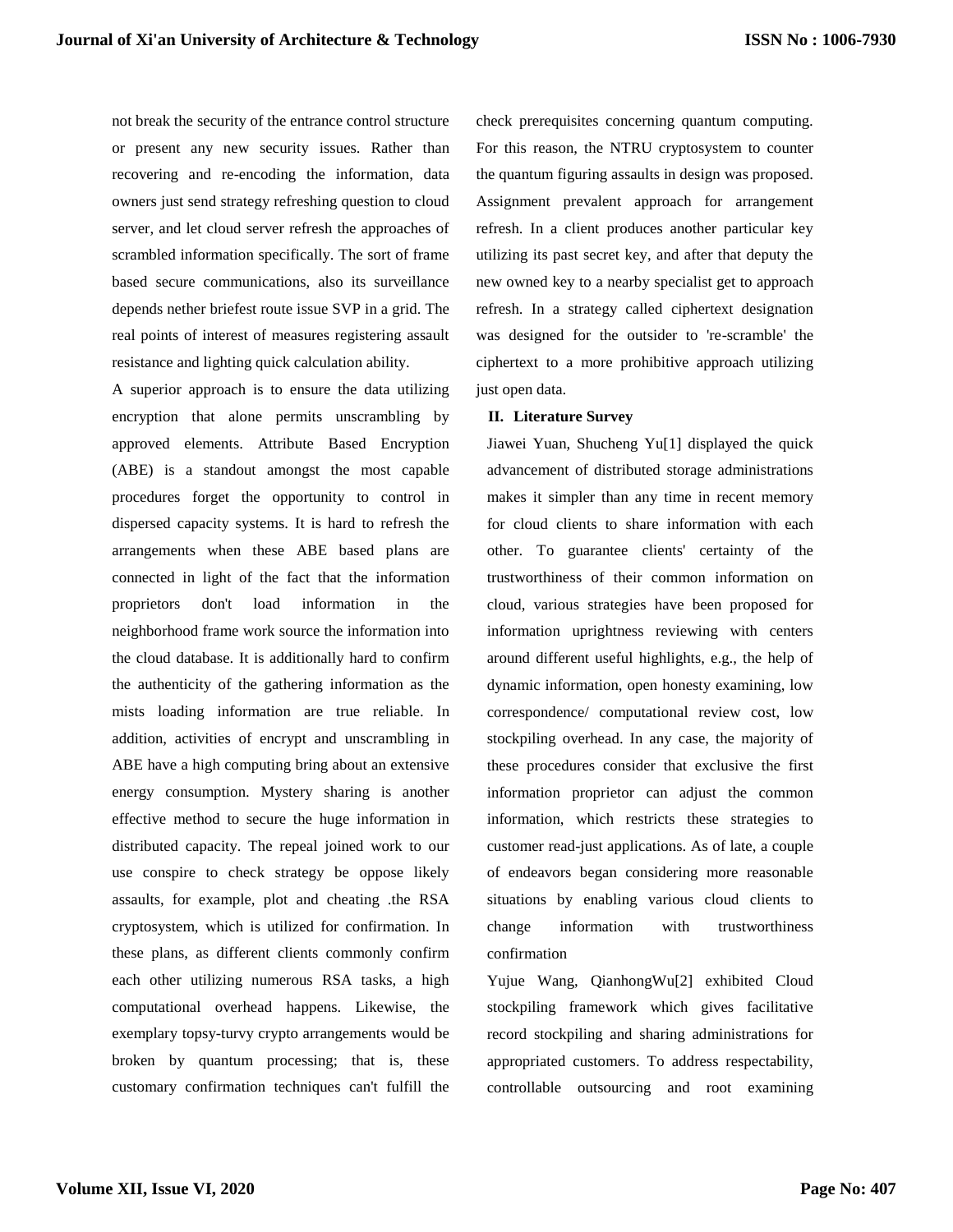not break the security of the entrance control structure or present any new security issues. Rather than recovering and re-encoding the information, data owners just send strategy refreshing question to cloud server, and let cloud server refresh the approaches of scrambled information specifically. The sort of frame based secure communications, also its surveillance depends nether briefest route issue SVP in a grid. The real points of interest of measures registering assault resistance and lighting quick calculation ability.

A superior approach is to ensure the data utilizing encryption that alone permits unscrambling by approved elements. Attribute Based Encryption (ABE) is a standout amongst the most capable procedures forget the opportunity to control in dispersed capacity systems. It is hard to refresh the arrangements when these ABE based plans are connected in light of the fact that the information proprietors don't load information in the neighborhood frame work source the information into the cloud database. It is additionally hard to confirm the authenticity of the gathering information as the mists loading information are true reliable. In addition, activities of encrypt and unscrambling in ABE have a high computing bring about an extensive energy consumption. Mystery sharing is another effective method to secure the huge information in distributed capacity. The repeal joined work to our use conspire to check strategy be oppose likely assaults, for example, plot and cheating .the RSA cryptosystem, which is utilized for confirmation. In these plans, as different clients commonly confirm each other utilizing numerous RSA tasks, a high computational overhead happens. Likewise, the exemplary topsy-turvy crypto arrangements would be broken by quantum processing; that is, these customary confirmation techniques can't fulfill the check prerequisites concerning quantum computing. For this reason, the NTRU cryptosystem to counter the quantum figuring assaults in design was proposed. Assignment prevalent approach for arrangement refresh. In a client produces another particular key utilizing its past secret key, and after that deputy the new owned key to a nearby specialist get to approach refresh. In a strategy called ciphertext designation was designed for the outsider to 're-scramble' the ciphertext to a more prohibitive approach utilizing just open data.

## II. Literature Survey

Jiawei Yuan, Shucheng Yu[1] displayed the quick advancement of distributed storage administrations makes it simpler than any time in recent memory for cloud clients to share information with each other. To guarantee clients' certainty of the trustworthiness of their common information on cloud, various strategies have been proposed for information uprightness reviewing with centers around different useful highlights, e.g., the help of dynamic information, open honesty examining, low correspondence/ computational review cost, low stockpiling overhead. In any case, the majority of these procedures consider that exclusive the first information proprietor can adjust the common information, which restricts these strategies to customer read-just applications. As of late, a couple of endeavors began considering more reasonable situations by enabling various cloud clients to change information with trustworthiness confirmation

Yujue Wang, QianhongWu[2] exhibited Cloud stockpiling framework which gives facilitative record stockpiling and sharing administrations for appropriated customers. To address respectability, controllable outsourcing and root examining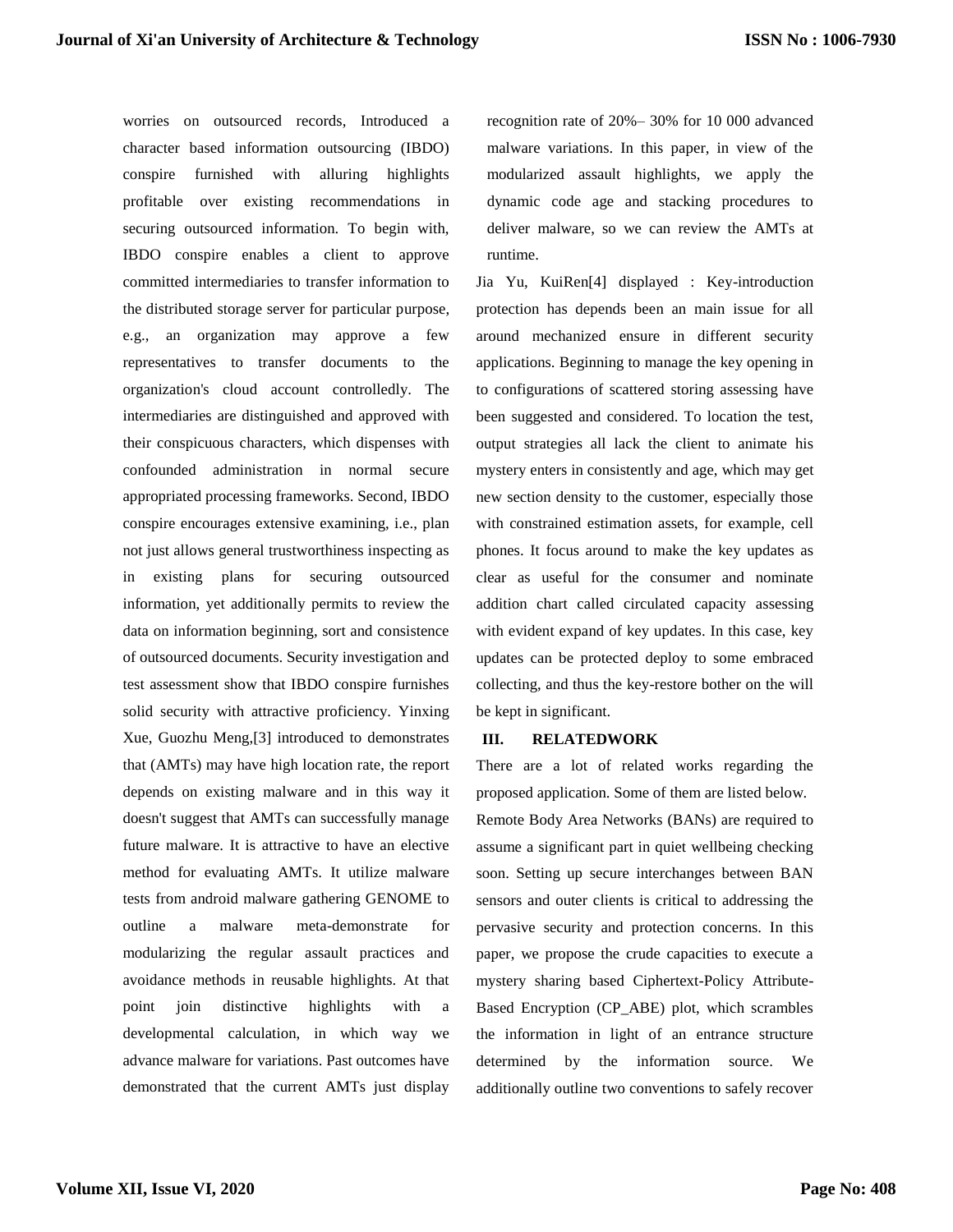worries on outsourced records, Introduced a character based information outsourcing (IBDO) conspire furnished with alluring highlights profitable over existing recommendations in securing outsourced information. To begin with, IBDO conspire enables a client to approve committed intermediaries to transfer information to the distributed storage server for particular purpose, e.g., an organization may approve a few representatives to transfer documents to the organization's cloud account controlledly. The intermediaries are distinguished and approved with their conspicuous characters, which dispenses with confounded administration in normal secure appropriated processing frameworks. Second, IBDO conspire encourages extensive examining, i.e., plan not just allows general trustworthiness inspecting as in existing plans for securing outsourced information, yet additionally permits to review the data on information beginning, sort and consistence of outsourced documents. Security investigation and test assessment show that IBDO conspire furnishes solid security with attractive proficiency. Yinxing Xue, Guozhu Meng,[3] introduced to demonstrates that (AMTs) may have high location rate, the report depends on existing malware and in this way it doesn't suggest that AMTs can successfully manage future malware. It is attractive to have an elective method for evaluating AMTs. It utilize malware tests from android malware gathering GENOME to outline a malware meta-demonstrate for modularizing the regular assault practices and avoidance methods in reusable highlights. At that point join distinctive highlights with a developmental calculation, in which way we advance malware for variations. Past outcomes have demonstrated that the current AMTs just display recognition rate of 20%– 30% for 10 000 advanced malware variations. In this paper, in view of the modularized assault highlights, we apply the dynamic code age and stacking procedures to deliver malware, so we can review the AMTs at runtime.

Jia Yu, KuiRen[4] displayed : Key-introduction protection has depends been an main issue for all around mechanized ensure in different security applications. Beginning to manage the key opening in to configurations of scattered storing assessing have been suggested and considered. To location the test, output strategies all lack the client to animate his mystery enters in consistently and age, which may get new section density to the customer, especially those with constrained estimation assets, for example, cell phones. It focus around to make the key updates as clear as useful for the consumer and nominate addition chart called circulated capacity assessing with evident expand of key updates. In this case, key updates can be protected deploy to some embraced collecting, and thus the key-restore bother on the will be kept in significant.

## III. RELATEDWORK

There are a lot of related works regarding the proposed application. Some of them are listed below.

Remote Body Area Networks (BANs) are required to assume a significant part in quiet wellbeing checking soon. Setting up secure interchanges between BAN sensors and outer clients is critical to addressing the pervasive security and protection concerns. In this paper, we propose the crude capacities to execute a mystery sharing based Ciphertext-Policy Attribute-Based Encryption (CP_ABE) plot, which scrambles the information in light of an entrance structure determined by the information source. We additionally outline two conventions to safely recover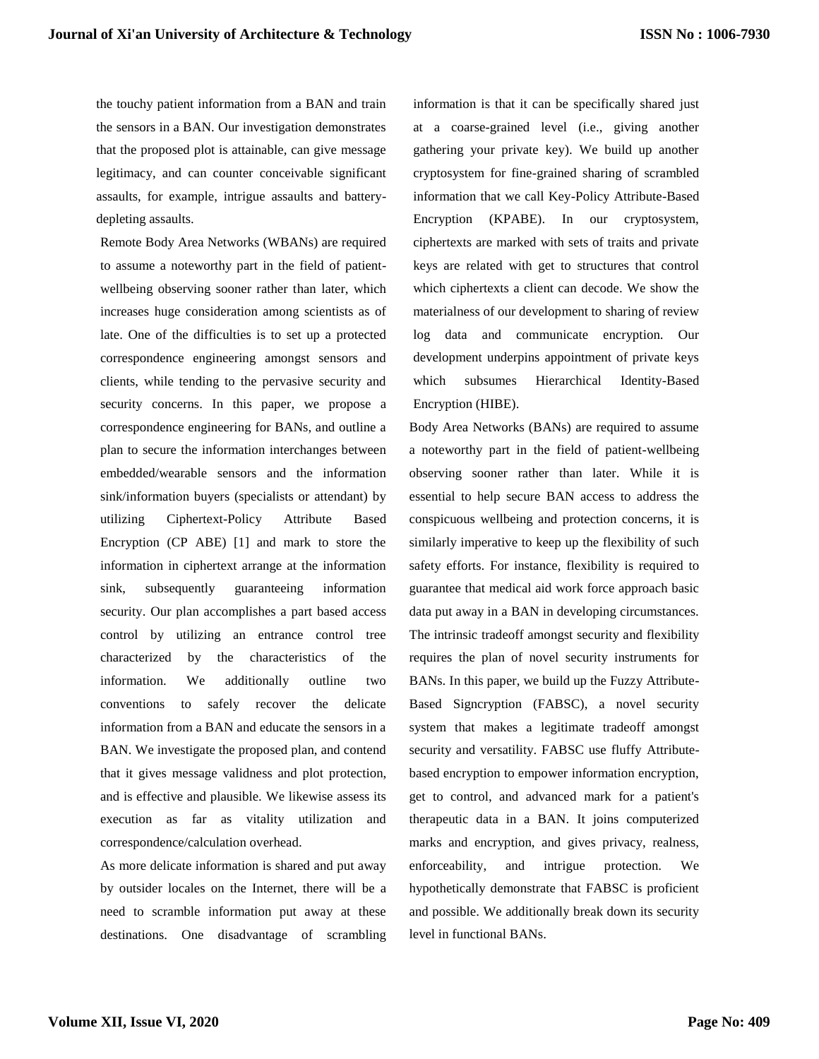the touchy patient information from a BAN and train the sensors in a BAN. Our investigation demonstrates that the proposed plot is attainable, can give message legitimacy, and can counter conceivable significant assaults, for example, intrigue assaults and battery-depleting assaults.

Remote Body Area Networks (WBANs) are required to assume a noteworthy part in the field of patient-wellbeing observing sooner rather than later, which increases huge consideration among scientists as of late. One of the difficulties is to set up a protected correspondence engineering amongst sensors and clients, while tending to the pervasive security and security concerns. In this paper, we propose a correspondence engineering for BANs, and outline a plan to secure the information interchanges between embedded/wearable sensors and the information sink/information buyers (specialists or attendant) by utilizing Ciphertext-Policy Attribute Based Encryption (CP ABE) [1] and mark to store the information in ciphertext arrange at the information sink, subsequently guaranteeing information security. Our plan accomplishes a part based access control by utilizing an entrance control tree characterized by the characteristics of the information. We additionally outline two conventions to safely recover the delicate information from a BAN and educate the sensors in a BAN. We investigate the proposed plan, and contend that it gives message validness and plot protection, and is effective and plausible. We likewise assess its execution as far as vitality utilization and correspondence/calculation overhead.

As more delicate information is shared and put away by outsider locales on the Internet, there will be a need to scramble information put away at these destinations. One disadvantage of scrambling information is that it can be specifically shared just at a coarse-grained level (i.e., giving another gathering your private key). We build up another cryptosystem for fine-grained sharing of scrambled information that we call Key-Policy Attribute-Based Encryption (KPABE). In our cryptosystem, ciphertexts are marked with sets of traits and private keys are related with get to structures that control which ciphertexts a client can decode. We show the materialness of our development to sharing of review log data and communicate encryption. Our development underpins appointment of private keys which subsumes Hierarchical Identity-Based Encryption (HIBE).

Body Area Networks (BANs) are required to assume a noteworthy part in the field of patient-wellbeing observing sooner rather than later. While it is essential to help secure BAN access to address the conspicuous wellbeing and protection concerns, it is similarly imperative to keep up the flexibility of such safety efforts. For instance, flexibility is required to guarantee that medical aid work force approach basic data put away in a BAN in developing circumstances. The intrinsic tradeoff amongst security and flexibility requires the plan of novel security instruments for BANs. In this paper, we build up the Fuzzy Attribute-Based Signcryption (FABSC), a novel security system that makes a legitimate tradeoff amongst security and versatility. FABSC use fluffy Attribute-based encryption to empower information encryption, get to control, and advanced mark for a patient's therapeutic data in a BAN. It joins computerized marks and encryption, and gives privacy, realness, enforceability, and intrigue protection. We hypothetically demonstrate that FABSC is proficient and possible. We additionally break down its security level in functional BANs.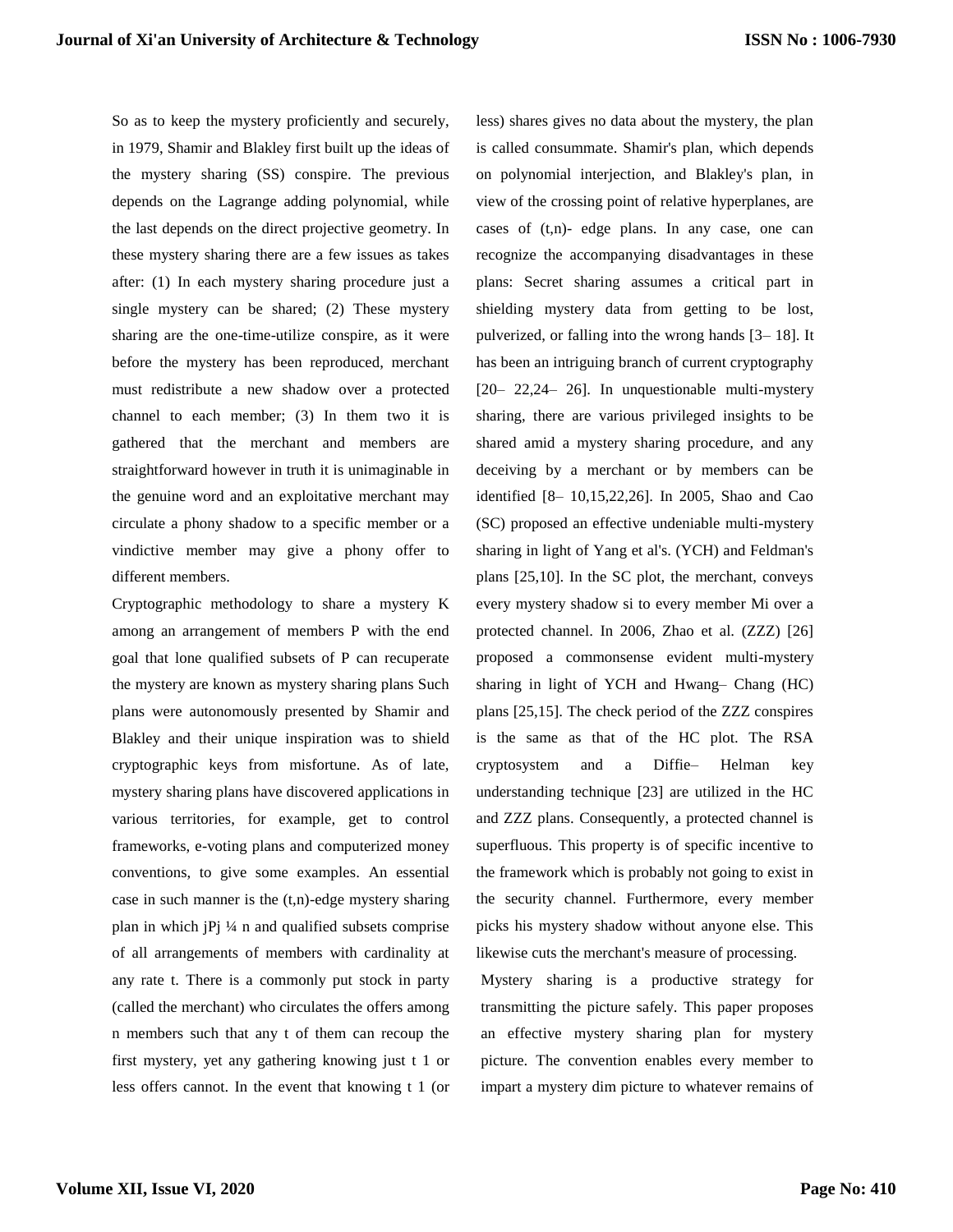So as to keep the mystery proficiently and securely, in 1979, Shamir and Blakley first built up the ideas of the mystery sharing (SS) conspire. The previous depends on the Lagrange adding polynomial, while the last depends on the direct projective geometry. In these mystery sharing there are a few issues as takes after: (1) In each mystery sharing procedure just a single mystery can be shared; (2) These mystery sharing are the one-time-utilize conspire, as it were before the mystery has been reproduced, merchant must redistribute a new shadow over a protected channel to each member; (3) In them two it is gathered that the merchant and members are straightforward however in truth it is unimaginable in the genuine word and an exploitative merchant may circulate a phony shadow to a specific member or a vindictive member may give a phony offer to different members.

Cryptographic methodology to share a mystery K among an arrangement of members P with the end goal that lone qualified subsets of P can recuperate the mystery are known as mystery sharing plans Such plans were autonomously presented by Shamir and Blakley and their unique inspiration was to shield cryptographic keys from misfortune. As of late, mystery sharing plans have discovered applications in various territories, for example, get to control frameworks, e-voting plans and computerized money conventions, to give some examples. An essential case in such manner is the (t,n)-edge mystery sharing plan in which jPj ¼ n and qualified subsets comprise of all arrangements of members with cardinality at any rate t. There is a commonly put stock in party (called the merchant) who circulates the offers among n members such that any t of them can recoup the first mystery, yet any gathering knowing just t 1 or less offers cannot. In the event that knowing t 1 (or less) shares gives no data about the mystery, the plan is called consummate. Shamir's plan, which depends on polynomial interjection, and Blakley's plan, in view of the crossing point of relative hyperplanes, are cases of (t,n)- edge plans. In any case, one can recognize the accompanying disadvantages in these plans: Secret sharing assumes a critical part in shielding mystery data from getting to be lost, pulverized, or falling into the wrong hands [3– 18]. It has been an intriguing branch of current cryptography [20– 22,24– 26]. In unquestionable multi-mystery sharing, there are various privileged insights to be shared amid a mystery sharing procedure, and any deceiving by a merchant or by members can be identified [8– 10,15,22,26]. In 2005, Shao and Cao (SC) proposed an effective undeniable multi-mystery sharing in light of Yang et al's. (YCH) and Feldman's plans [25,10]. In the SC plot, the merchant, conveys every mystery shadow si to every member Mi over a protected channel. In 2006, Zhao et al. (ZZZ) [26] proposed a commonsense evident multi-mystery sharing in light of YCH and Hwang– Chang (HC) plans [25,15]. The check period of the ZZZ conspires is the same as that of the HC plot. The RSA cryptosystem and a Diffie– Helman key understanding technique [23] are utilized in the HC and ZZZ plans. Consequently, a protected channel is superfluous. This property is of specific incentive to the framework which is probably not going to exist in the security channel. Furthermore, every member picks his mystery shadow without anyone else. This likewise cuts the merchant's measure of processing.

Mystery sharing is a productive strategy for transmitting the picture safely. This paper proposes an effective mystery sharing plan for mystery picture. The convention enables every member to impart a mystery dim picture to whatever remains of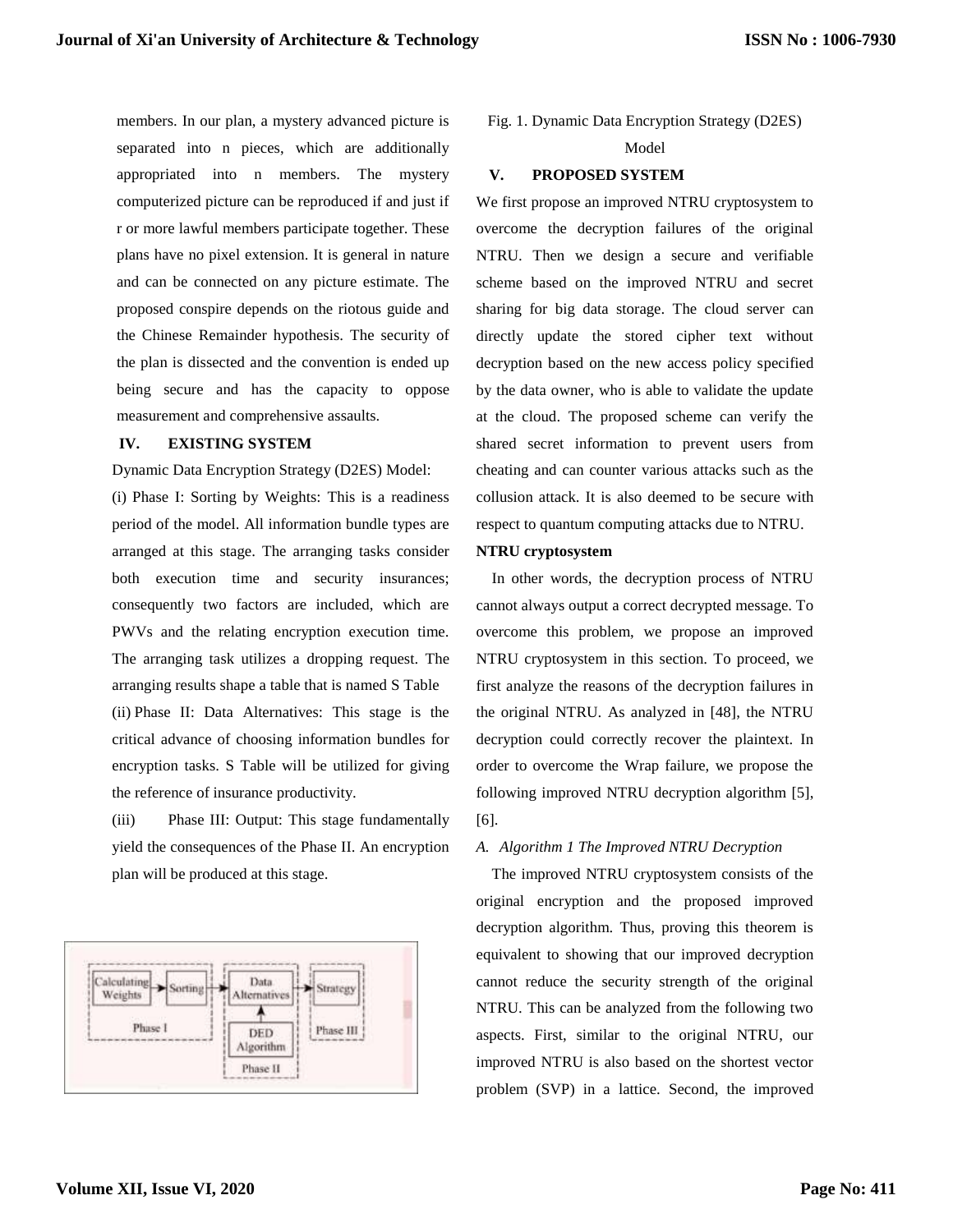members. In our plan, a mystery advanced picture is separated into n pieces, which are additionally appropriated into n members. The mystery computerized picture can be reproduced if and just if r or more lawful members participate together. These plans have no pixel extension. It is general in nature and can be connected on any picture estimate. The proposed conspire depends on the riotous guide and the Chinese Remainder hypothesis. The security of the plan is dissected and the convention is ended up being secure and has the capacity to oppose measurement and comprehensive assaults.

## IV. EXISTING SYSTEM

Dynamic Data Encryption Strategy (D2ES) Model:

(i) Phase I: Sorting by Weights: This is a readiness period of the model. All information bundle types are arranged at this stage. The arranging tasks consider both execution time and security insurances; consequently two factors are included, which are PWVs and the relating encryption execution time. The arranging task utilizes a dropping request. The arranging results shape a table that is named S Table

(ii) Phase II: Data Alternatives: This stage is the critical advance of choosing information bundles for encryption tasks. S Table will be utilized for giving the reference of insurance productivity.

(iii) Phase III: Output: This stage fundamentally yield the consequences of the Phase II. An encryption plan will be produced at this stage.

Fig. 1. Dynamic Data Encryption Strategy (D2ES) Model

## V. PROPOSED SYSTEM

We first propose an improved NTRU cryptosystem to overcome the decryption failures of the original NTRU. Then we design a secure and verifiable scheme based on the improved NTRU and secret sharing for big data storage. The cloud server can directly update the stored cipher text without decryption based on the new access policy specified by the data owner, who is able to validate the update at the cloud. The proposed scheme can verify the shared secret information to prevent users from cheating and can counter various attacks such as the collusion attack. It is also deemed to be secure with respect to quantum computing attacks due to NTRU.

**NTRU cryptosystem**

In other words, the decryption process of NTRU cannot always output a correct decrypted message. To overcome this problem, we propose an improved NTRU cryptosystem in this section. To proceed, we first analyze the reasons of the decryption failures in the original NTRU. As analyzed in [48], the NTRU decryption could correctly recover the plaintext. In order to overcome the Wrap failure, we propose the following improved NTRU decryption algorithm [5], [6].

### *A. Algorithm 1 The Improved NTRU Decryption*

The improved NTRU cryptosystem consists of the original encryption and the proposed improved decryption algorithm. Thus, proving this theorem is equivalent to showing that our improved decryption cannot reduce the security strength of the original NTRU. This can be analyzed from the following two aspects. First, similar to the original NTRU, our improved NTRU is also based on the shortest vector problem (SVP) in a lattice. Second, the improved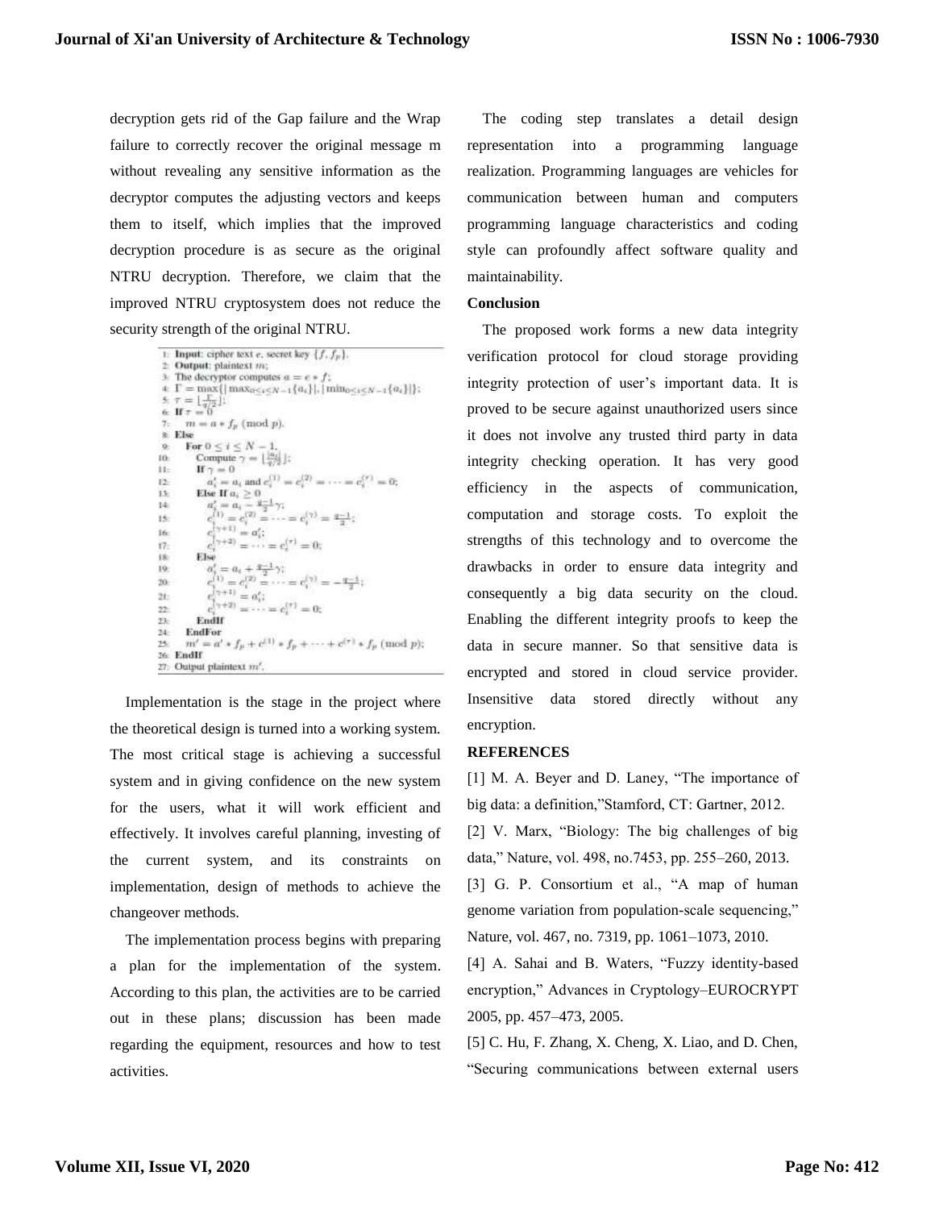decryption gets rid of the Gap failure and the Wrap failure to correctly recover the original message m without revealing any sensitive information as the decryptor computes the adjusting vectors and keeps them to itself, which implies that the improved decryption procedure is as secure as the original NTRU decryption. Therefore, we claim that the improved NTRU cryptosystem does not reduce the security strength of the original NTRU.

```
1:  Input: cipher text e, secret key {f, f_p}.
2:  Output: plaintext m;
3:  The decryptor computes a = e * f;
4:  Γ = max{|max_{0≤i≤N−1}{a_i}|, |min_{0≤i≤N−1}{a_i}|};
5:  τ = ⌊Γ/(q/2)⌋;
6:  If τ = 0
7:      m = a * f_p (mod p).
8:  Else
9:      For 0 ≤ i ≤ N − 1,
10:         Compute γ = ⌊|a_i|/(q/2)⌋;
11:         If γ = 0
12:             a'_i = a_i and c_i^(1) = c_i^(2) = ··· = c_i^(τ) = 0;
13:         Else If a_i ≥ 0
14:             a'_i = a_i − ((q−1)/2)γ;
15:             c_i^(1) = c_i^(2) = ··· = c_i^(γ) = (q−1)/2;
16:             c_i^(γ+1) = a'_i;
17:             c_i^(γ+2) = ··· = c_i^(τ) = 0;
18:         Else
19:             a'_i = a_i + ((q−1)/2)γ;
20:             c_i^(1) = c_i^(2) = ··· = c_i^(γ) = −(q−1)/2;
21:             c_i^(γ+1) = a'_i;
22:             c_i^(γ+2) = ··· = c_i^(τ) = 0;
23:         EndIf
24:     EndFor
25:     m' = a' * f_p + c^(1) * f_p + ··· + c^(τ) * f_p (mod p);
26: EndIf
27: Output plaintext m'.
```

Implementation is the stage in the project where the theoretical design is turned into a working system. The most critical stage is achieving a successful system and in giving confidence on the new system for the users, what it will work efficient and effectively. It involves careful planning, investing of the current system, and its constraints on implementation, design of methods to achieve the changeover methods.

The implementation process begins with preparing a plan for the implementation of the system. According to this plan, the activities are to be carried out in these plans; discussion has been made regarding the equipment, resources and how to test activities.

The coding step translates a detail design representation into a programming language realization. Programming languages are vehicles for communication between human and computers programming language characteristics and coding style can profoundly affect software quality and maintainability.

**Conclusion**

The proposed work forms a new data integrity verification protocol for cloud storage providing integrity protection of user's important data. It is proved to be secure against unauthorized users since it does not involve any trusted third party in data integrity checking operation. It has very good efficiency in the aspects of communication, computation and storage costs. To exploit the strengths of this technology and to overcome the drawbacks in order to ensure data integrity and consequently a big data security on the cloud. Enabling the different integrity proofs to keep the data in secure manner. So that sensitive data is encrypted and stored in cloud service provider. Insensitive data stored directly without any encryption.

**REFERENCES**

[1] M. A. Beyer and D. Laney, "The importance of big data: a definition,"Stamford, CT: Gartner, 2012.

[2] V. Marx, "Biology: The big challenges of big data," Nature, vol. 498, no.7453, pp. 255–260, 2013.

[3] G. P. Consortium et al., "A map of human genome variation from population-scale sequencing," Nature, vol. 467, no. 7319, pp. 1061–1073, 2010.

[4] A. Sahai and B. Waters, "Fuzzy identity-based encryption," Advances in Cryptology–EUROCRYPT 2005, pp. 457–473, 2005.

[5] C. Hu, F. Zhang, X. Cheng, X. Liao, and D. Chen, "Securing communications between external users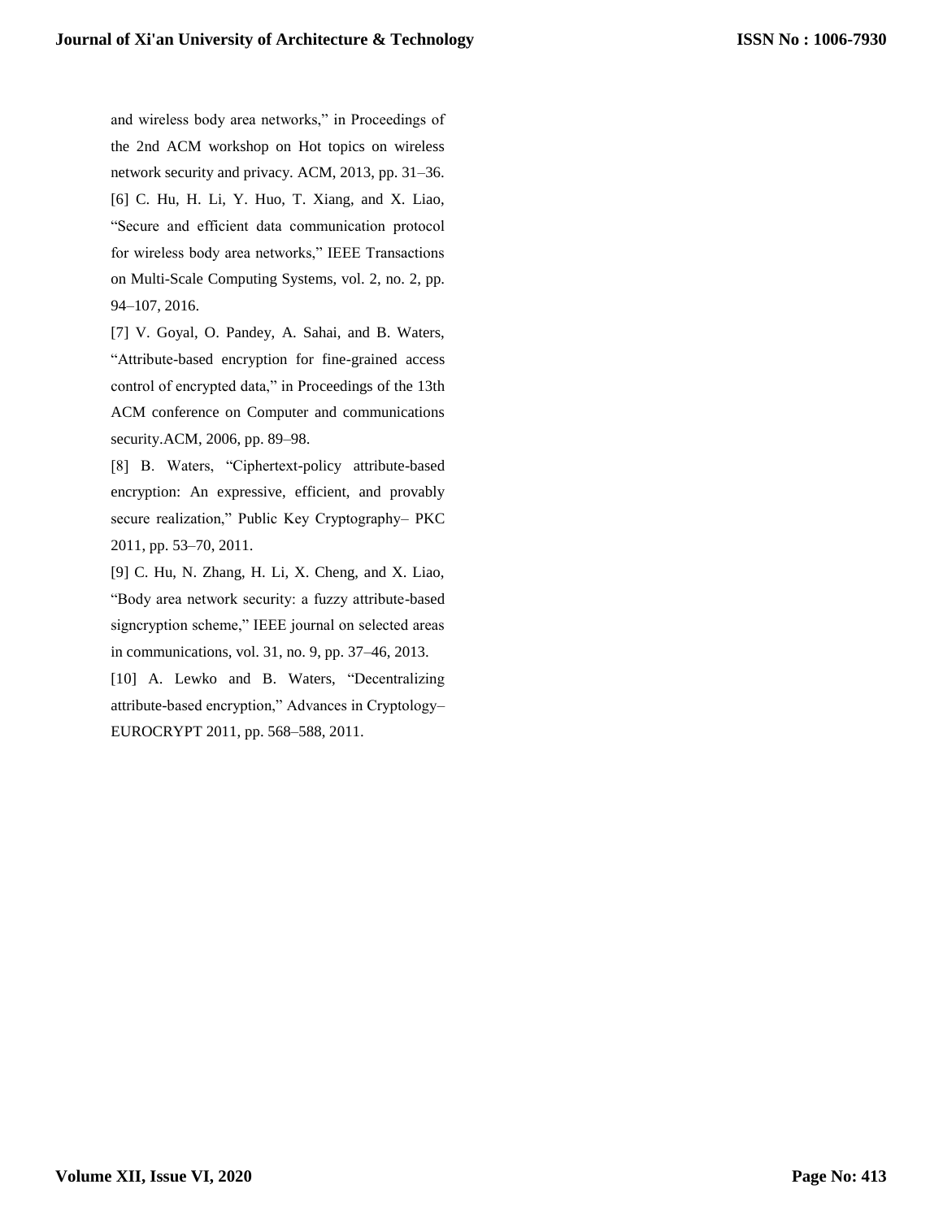and wireless body area networks," in Proceedings of the 2nd ACM workshop on Hot topics on wireless network security and privacy. ACM, 2013, pp. 31–36.

[6] C. Hu, H. Li, Y. Huo, T. Xiang, and X. Liao, "Secure and efficient data communication protocol for wireless body area networks," IEEE Transactions on Multi-Scale Computing Systems, vol. 2, no. 2, pp. 94–107, 2016.

[7] V. Goyal, O. Pandey, A. Sahai, and B. Waters, "Attribute-based encryption for fine-grained access control of encrypted data," in Proceedings of the 13th ACM conference on Computer and communications security.ACM, 2006, pp. 89–98.

[8] B. Waters, "Ciphertext-policy attribute-based encryption: An expressive, efficient, and provably secure realization," Public Key Cryptography– PKC 2011, pp. 53–70, 2011.

[9] C. Hu, N. Zhang, H. Li, X. Cheng, and X. Liao, "Body area network security: a fuzzy attribute-based signcryption scheme," IEEE journal on selected areas in communications, vol. 31, no. 9, pp. 37–46, 2013.

[10] A. Lewko and B. Waters, "Decentralizing attribute-based encryption," Advances in Cryptology– EUROCRYPT 2011, pp. 568–588, 2011.